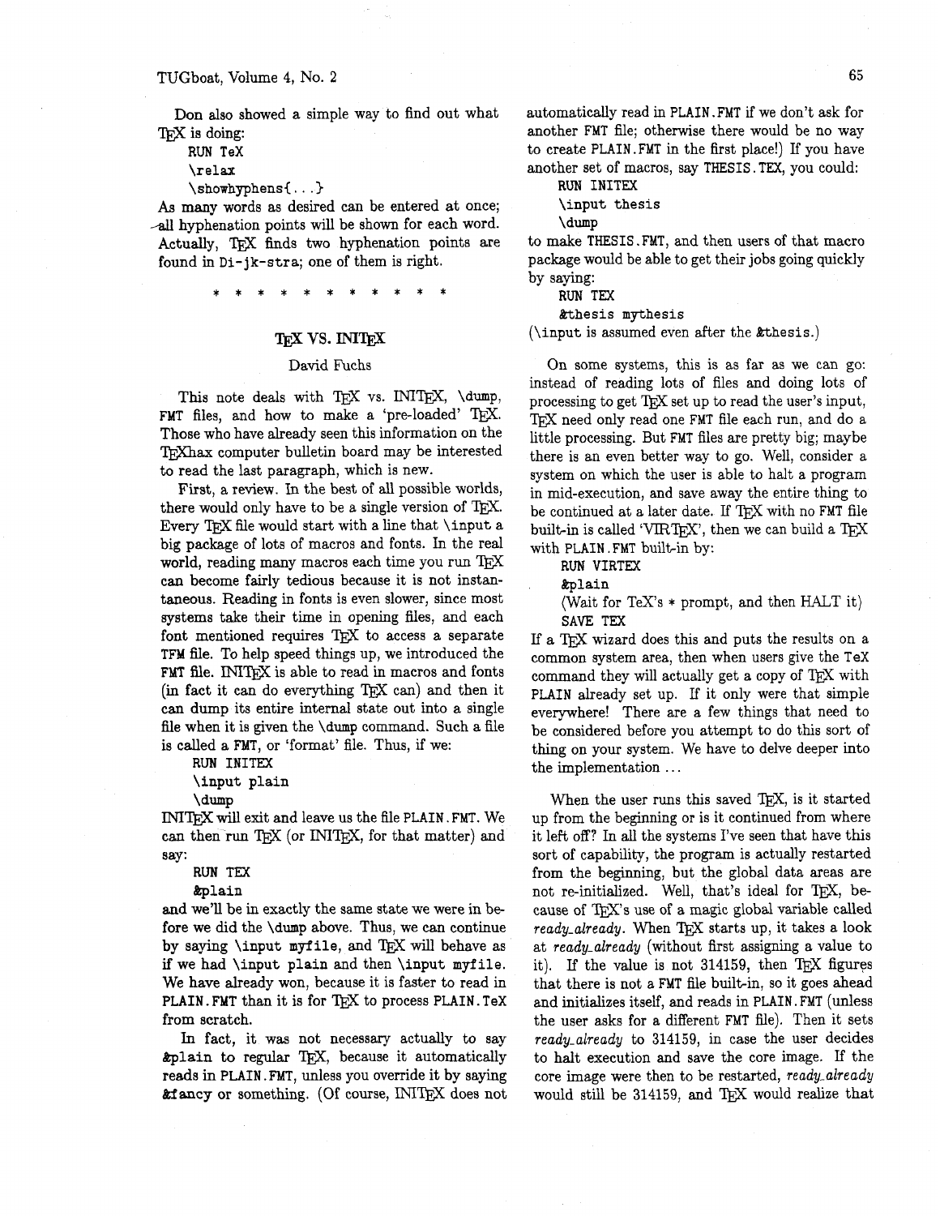Don also showed a simple way to find out what TeX is doing:

```
RUN TeX
\relax
\showhyphens{...}
```

As many words as desired can be entered at once; all hyphenation points will be shown for each word. Actually, TeX finds two hyphenation points are found in `Di-jk-stra`; one of them is right.

\* \* \* \* \* \* \* \* \* \* \*

## TeX VS. INITeX

David Fuchs

This note deals with TeX vs. INITeX, `\dump`, `FMT` files, and how to make a 'pre-loaded' TeX. Those who have already seen this information on the TeXhax computer bulletin board may be interested to read the last paragraph, which is new.

First, a review. In the best of all possible worlds, there would only have to be a single version of TeX. Every TeX file would start with a line that `\input` a big package of lots of macros and fonts. In the real world, reading many macros each time you run TeX can become fairly tedious because it is not instantaneous. Reading in fonts is even slower, since most systems take their time in opening files, and each font mentioned requires TeX to access a separate `TFM` file. To help speed things up, we introduced the `FMT` file. INITeX is able to read in macros and fonts (in fact it can do everything TeX can) and then it can dump its entire internal state out into a single file when it is given the `\dump` command. Such a file is called a `FMT`, or 'format' file. Thus, if we:

```
RUN INITEX
\input plain
\dump
```

INITeX will exit and leave us the file `PLAIN.FMT`. We can then run TeX (or INITeX, for that matter) and say:

```
RUN TEX
&plain
```

and we'll be in exactly the same state we were in before we did the `\dump` above. Thus, we can continue by saying `\input myfile`, and TeX will behave as if we had `\input plain` and then `\input myfile`. We have already won, because it is faster to read in `PLAIN.FMT` than it is for TeX to process `PLAIN.TeX` from scratch.

In fact, it was not necessary actually to say `&plain` to regular TeX, because it automatically reads in `PLAIN.FMT`, unless you override it by saying `&fancy` or something. (Of course, INITeX does not automatically read in `PLAIN.FMT` if we don't ask for another `FMT` file; otherwise there would be no way to create `PLAIN.FMT` in the first place!) If you have another set of macros, say `THESIS.TEX`, you could:

```
RUN INITEX
\input thesis
\dump
```

to make `THESIS.FMT`, and then users of that macro package would be able to get their jobs going quickly by saying:

```
RUN TEX
&thesis mythesis
```

(`\input` is assumed even after the `&thesis`.)

On some systems, this is as far as we can go: instead of reading lots of files and doing lots of processing to get TeX set up to read the user's input, TeX need only read one `FMT` file each run, and do a little processing. But `FMT` files are pretty big; maybe there is an even better way to go. Well, consider a system on which the user is able to halt a program in mid-execution, and save away the entire thing to be continued at a later date. If TeX with no `FMT` file built-in is called 'VIRTeX', then we can build a TeX with `PLAIN.FMT` built-in by:

```
RUN VIRTEX
&plain
(Wait for TeX's * prompt, and then HALT it)
SAVE TEX
```

If a TeX wizard does this and puts the results on a common system area, then when users give the `TeX` command they will actually get a copy of TeX with `PLAIN` already set up. If it only were that simple everywhere! There are a few things that need to be considered before you attempt to do this sort of thing on your system. We have to delve deeper into the implementation ...

When the user runs this saved TeX, is it started up from the beginning or is it continued from where it left off? In all the systems I've seen that have this sort of capability, the program is actually restarted from the beginning, but the global data areas are not re-initialized. Well, that's ideal for TeX, because of TeX's use of a magic global variable called *ready_already*. When TeX starts up, it takes a look at *ready_already* (without first assigning a value to it). If the value is not 314159, then TeX figures that there is not a `FMT` file built-in, so it goes ahead and initializes itself, and reads in `PLAIN.FMT` (unless the user asks for a different `FMT` file). Then it sets *ready_already* to 314159, in case the user decides to halt execution and save the core image. If the core image were then to be restarted, *ready_already* would still be 314159, and TeX would realize that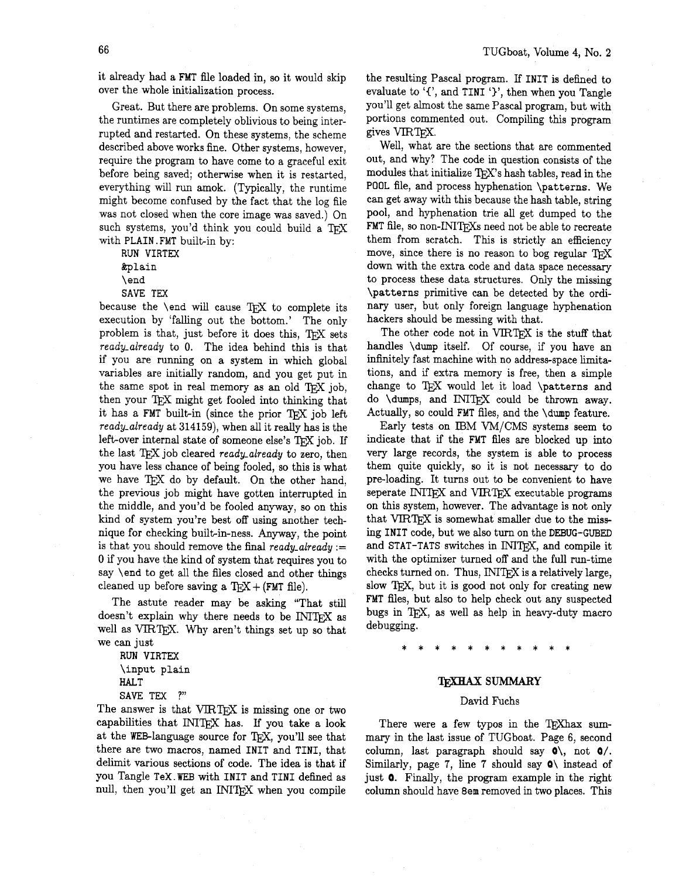it already had a FMT file loaded in, so it would skip over the whole initialization process.

Great. But there are problems. On some systems, the runtimes are completely oblivious to being interrupted and restarted. On these systems, the scheme described above works fine. Other systems, however, require the program to have come to a graceful exit before being saved; otherwise when it is restarted, everything will run amok. (Typically, the runtime might become confused by the fact that the log file was not closed when the core image was saved.) On such systems, you'd think you could build a TeX with PLAIN.FMT built-in by:

```
RUN VIRTEX
&plain
\end
SAVE TEX
```

because the \end will cause TeX to complete its execution by 'falling out the bottom.' The only problem is that, just before it does this, TeX sets *ready_already* to 0. The idea behind this is that if you are running on a system in which global variables are initially random, and you get put in the same spot in real memory as an old TeX job, then your TeX might get fooled into thinking that it has a FMT built-in (since the prior TeX job left *ready_already* at 314159), when all it really has is the left-over internal state of someone else's TeX job. If the last TeX job cleared *ready_already* to zero, then you have less chance of being fooled, so this is what we have TeX do by default. On the other hand, the previous job might have gotten interrupted in the middle, and you'd be fooled anyway, so on this kind of system you're best off using another technique for checking built-in-ness. Anyway, the point is that you should remove the final *ready_already* := 0 if you have the kind of system that requires you to say \end to get all the files closed and other things cleaned up before saving a TeX + (FMT file).

The astute reader may be asking "That still doesn't explain why there needs to be INITeX as well as VIRTeX. Why aren't things set up so that we can just

```
RUN VIRTEX
\input plain
HALT
SAVE TEX ?"
```

The answer is that VIRTeX is missing one or two capabilities that INITeX has. If you take a look at the WEB-language source for TeX, you'll see that there are two macros, named INIT and TINI, that delimit various sections of code. The idea is that if you Tangle TeX.WEB with INIT and TINI defined as null, then you'll get an INITeX when you compile the resulting Pascal program. If INIT is defined to evaluate to '{', and TINI '}', then when you Tangle you'll get almost the same Pascal program, but with portions commented out. Compiling this program gives VIRTeX.

Well, what are the sections that are commented out, and why? The code in question consists of the modules that initialize TeX's hash tables, read in the POOL file, and process hyphenation \patterns. We can get away with this because the hash table, string pool, and hyphenation trie all get dumped to the FMT file, so non-INITeXs need not be able to recreate them from scratch. This is strictly an efficiency move, since there is no reason to bog regular TeX down with the extra code and data space necessary to process these data structures. Only the missing \patterns primitive can be detected by the ordinary user, but only foreign language hyphenation hackers should be messing with that.

The other code not in VIRTeX is the stuff that handles \dump itself. Of course, if you have an infinitely fast machine with no address-space limitations, and if extra memory is free, then a simple change to TeX would let it load \patterns and do \dumps, and INITeX could be thrown away. Actually, so could FMT files, and the \dump feature.

Early tests on IBM VM/CMS systems seem to indicate that if the FMT files are blocked up into very large records, the system is able to process them quite quickly, so it is not necessary to do pre-loading. It turns out to be convenient to have seperate INITeX and VIRTeX executable programs on this system, however. The advantage is not only that VIRTeX is somewhat smaller due to the missing INIT code, but we also turn on the DEBUG-GUBED and STAT-TATS switches in INITeX, and compile it with the optimizer turned off and the full run-time checks turned on. Thus, INITeX is a relatively large, slow TeX, but it is good not only for creating new FMT files, but also to help check out any suspected bugs in TeX, as well as help in heavy-duty macro debugging.

\* \* \* \* \* \* \* \* \* \* \*

## TeXHAX SUMMARY

David Fuchs

There were a few typos in the TeXhax summary in the last issue of TUGboat. Page 6, second column, last paragraph should say @\, not @/. Similarly, page 7, line 7 should say @\ instead of just @. Finally, the program example in the right column should have 8em removed in two places. This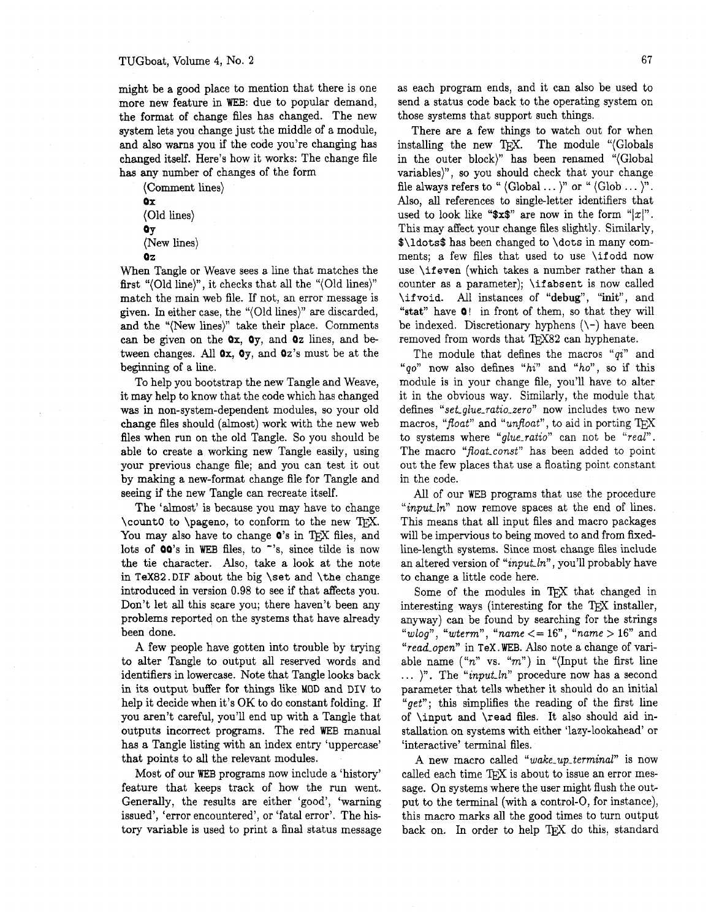might be a good place to mention that there is one more new feature in WEB: due to popular demand, the format of change files has changed. The new system lets you change just the middle of a module, and also warns you if the code you're changing has changed itself. Here's how it works: The change file has any number of changes of the form

⟨Comment lines⟩
**@x**
⟨Old lines⟩
**@y**
⟨New lines⟩
**@z**

When Tangle or Weave sees a line that matches the first "⟨Old line⟩", it checks that all the "⟨Old lines⟩" match the main web file. If not, an error message is given. In either case, the "⟨Old lines⟩" are discarded, and the "⟨New lines⟩" take their place. Comments can be given on the **@x**, **@y**, and **@z** lines, and between changes. All **@x**, **@y**, and **@z**'s must be at the beginning of a line.

To help you bootstrap the new Tangle and Weave, it may help to know that the code which has changed was in non-system-dependent modules, so your old change files should (almost) work with the new web files when run on the old Tangle. So you should be able to create a working new Tangle easily, using your previous change file; and you can test it out by making a new-format change file for Tangle and seeing if the new Tangle can recreate itself.

The 'almost' is because you may have to change `\count0` to `\pageno`, to conform to the new TeX. You may also have to change **@**'s in TeX files, and lots of **@@**'s in WEB files, to ~'s, since tilde is now the tie character. Also, take a look at the note in `TeX82.DIF` about the big `\set` and `\the` change introduced in version 0.98 to see if that affects you. Don't let all this scare you; there haven't been any problems reported on the systems that have already been done.

A few people have gotten into trouble by trying to alter Tangle to output all reserved words and identifiers in lowercase. Note that Tangle looks back in its output buffer for things like `MOD` and `DIV` to help it decide when it's OK to do constant folding. If you aren't careful, you'll end up with a Tangle that outputs incorrect programs. The red WEB manual has a Tangle listing with an index entry 'uppercase' that points to all the relevant modules.

Most of our WEB programs now include a 'history' feature that keeps track of how the run went. Generally, the results are either 'good', 'warning issued', 'error encountered', or 'fatal error'. The history variable is used to print a final status message as each program ends, and it can also be used to send a status code back to the operating system on those systems that support such things.

There are a few things to watch out for when installing the new TeX. The module "⟨Globals in the outer block⟩" has been renamed "⟨Global variables⟩", so you should check that your change file always refers to " ⟨Global ... ⟩" or " ⟨Glob ... ⟩". Also, all references to single-letter identifiers that used to look like "**$x$**" are now in the form "|$x$|". This may affect your change files slightly. Similarly, `$\ldots$` has been changed to `\dots` in many comments; a few files that used to use `\ifodd` now use `\ifeven` (which takes a number rather than a counter as a parameter); `\ifabsent` is now called `\ifvoid`. All instances of "**debug**", "**init**", and "**stat**" have **@!** in front of them, so that they will be indexed. Discretionary hyphens (`\-`) have been removed from words that TeX82 can hyphenate.

The module that defines the macros "*qi*" and "*qo*" now also defines "*hi*" and "*ho*", so if this module is in your change file, you'll have to alter it in the obvious way. Similarly, the module that defines "*set_glue_ratio_zero*" now includes two new macros, "*float*" and "*unfloat*", to aid in porting TeX to systems where "*glue_ratio*" can not be "*real*". The macro "*float_const*" has been added to point out the few places that use a floating point constant in the code.

All of our WEB programs that use the procedure "*input_ln*" now remove spaces at the end of lines. This means that all input files and macro packages will be impervious to being moved to and from fixed-line-length systems. Since most change files include an altered version of "*input_ln*", you'll probably have to change a little code here.

Some of the modules in TeX that changed in interesting ways (interesting for the TeX installer, anyway) can be found by searching for the strings "*wlog*", "*wterm*", "*name* <= 16", "*name* > 16" and "*read_open*" in `TeX.WEB`. Also note a change of variable name ("*n*" vs. "*m*") in "⟨Input the first line ... ⟩". The "*input_ln*" procedure now has a second parameter that tells whether it should do an initial "*get*"; this simplifies the reading of the first line of `\input` and `\read` files. It also should aid installation on systems with either 'lazy-lookahead' or 'interactive' terminal files.

A new macro called "*wake_up_terminal*" is now called each time TeX is about to issue an error message. On systems where the user might flush the output to the terminal (with a control-O, for instance), this macro marks all the good times to turn output back on. In order to help TeX do this, standard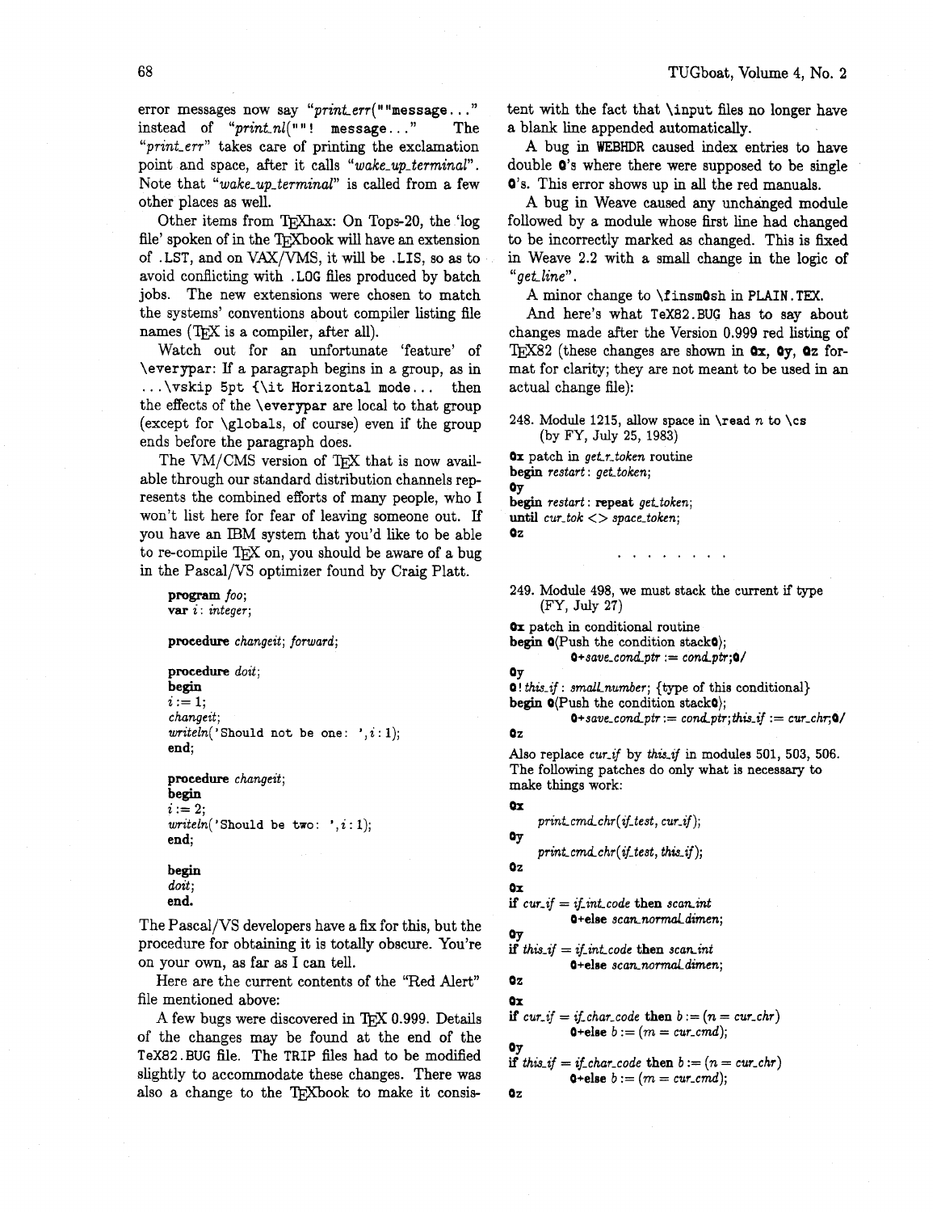error messages now say "*print_err*(""message..." instead of "*print_nl*(""! message..." The "*print_err*" takes care of printing the exclamation point and space, after it calls "*wake_up_terminal*". Note that "*wake_up_terminal*" is called from a few other places as well.

Other items from TEXhax: On Tops-20, the 'log file' spoken of in the TEXbook will have an extension of .LST, and on VAX/VMS, it will be .LIS, so as to avoid conflicting with .LOG files produced by batch jobs. The new extensions were chosen to match the systems' conventions about compiler listing file names (TEX is a compiler, after all).

Watch out for an unfortunate 'feature' of \everypar: If a paragraph begins in a group, as in ...\vskip 5pt {\it Horizontal mode... then the effects of the \everypar are local to that group (except for \globals, of course) even if the group ends before the paragraph does.

The VM/CMS version of TEX that is now available through our standard distribution channels represents the combined efforts of many people, who I won't list here for fear of leaving someone out. If you have an IBM system that you'd like to be able to re-compile TEX on, you should be aware of a bug in the Pascal/VS optimizer found by Craig Platt.

```
program foo;
var i: integer;

procedure changeit; forward;

procedure doit;
begin
i := 1;
changeit;
writeln('Should not be one: ',i:1);
end;

procedure changeit;
begin
i := 2;
writeln('Should be two: ',i:1);
end;

begin
doit;
end.
```

The Pascal/VS developers have a fix for this, but the procedure for obtaining it is totally obscure. You're on your own, as far as I can tell.

Here are the current contents of the "Red Alert" file mentioned above:

A few bugs were discovered in TEX 0.999. Details of the changes may be found at the end of the TeX82.BUG file. The TRIP files had to be modified slightly to accommodate these changes. There was also a change to the TEXbook to make it consistent with the fact that \input files no longer have a blank line appended automatically.

A bug in WEBHDR caused index entries to have double @'s where there were supposed to be single @'s. This error shows up in all the red manuals.

A bug in Weave caused any unchanged module followed by a module whose first line had changed to be incorrectly marked as changed. This is fixed in Weave 2.2 with a small change in the logic of "*get_line*".

A minor change to \finsm@sh in PLAIN.TEX.

And here's what TeX82.BUG has to say about changes made after the Version 0.999 red listing of TEX82 (these changes are shown in @x, @y, @z format for clarity; they are not meant to be used in an actual change file):

248. Module 1215, allow space in \read $n$ to \cs (by FY, July 25, 1983)

```
@x patch in get_r_token routine
begin restart: get_token;
@y
begin restart: repeat get_token;
until cur_tok <> space_token;
@z
```

. . . . . . . . .

249. Module 498, we must stack the current if type (FY, July 27)

```
@x patch in conditional routine
begin @<Push the condition stack@>;
        @+save_cond_ptr := cond_ptr;@/
@y
@!this_if: small_number; {type of this conditional}
begin @<Push the condition stack@>;
        @+save_cond_ptr := cond_ptr;this_if := cur_chr;@/
@z
```

Also replace *cur_if* by *this_if* in modules 501, 503, 506. The following patches do only what is necessary to make things work:

```
@x
    print_cmd_chr(if_test, cur_if);
@y
    print_cmd_chr(if_test, this_if);
@z
@x
if cur_if = if_int_code then scan_int
        @+else scan_normal_dimen;
@y
if this_if = if_int_code then scan_int
        @+else scan_normal_dimen;
@z
@x
if cur_if = if_char_code then b := (n = cur_chr)
        @+else b := (m = cur_cmd);
@y
if this_if = if_char_code then b := (n = cur_chr)
        @+else b := (m = cur_cmd);
@z
```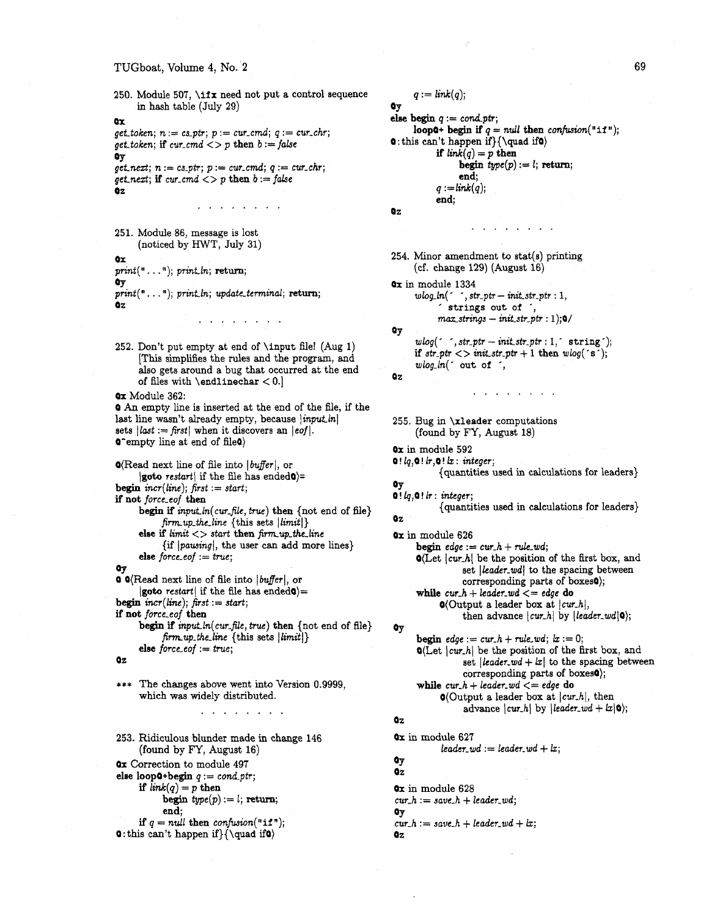250. Module 507, `\ifx` need not put a control sequence in hash table (July 29)

```
@x
get_token; n := cs_ptr; p := cur_cmd; q := cur_chr;
get_token; if cur_cmd <> p then b := false
@y
get_next; n := cs_ptr; p := cur_cmd; q := cur_chr;
get_next; if cur_cmd <> p then b := false
@z
```

. . . . . . . .

251. Module 86, message is lost (noticed by HWT, July 31)

```
@x
print("..."); print_ln; return;
@y
print("..."); print_ln; update_terminal; return;
@z
```

. . . . . . . .

252. Don't put empty at end of `\input` file! (Aug 1) [This simplifies the rules and the program, and also gets around a bug that occurred at the end of files with `\endlinechar` < 0.]

```
@x Module 362:
@ An empty line is inserted at the end of the file, if the
last line wasn't already empty, because |input_ln|
sets |last := first| when it discovers an |eof|.
@^empty line at end of file@>

@<Read next line of file into |buffer|, or
     |goto restart| if the file has ended@>=
begin incr(line); first := start;
if not force_eof then
     begin if input_ln(cur_file, true) then {not end of file}
          firm_up_the_line {this sets |limit|}
     else if limit <> start then firm_up_the_line
          {if |pausing|, the user can add more lines}
     else force_eof := true;
@y
@ @<Read next line of file into |buffer|, or
     |goto restart| if the file has ended@>=
begin incr(line); first := start;
if not force_eof then
     begin if input_ln(cur_file, true) then {not end of file}
          firm_up_the_line {this sets |limit|}
     else force_eof := true;
@z
```

*** The changes above went into Version 0.9999, which was widely distributed.

. . . . . . . .

253. Ridiculous blunder made in change 146 (found by FY, August 16)

```
@x Correction to module 497
else loop@+begin q := cond_ptr;
     if link(q) = p then
          begin type(p) := l; return;
          end;
     if q = null then confusion("if");
@:this can't happen if}{\quad if@>
     q := link(q);
@y
else begin q := cond_ptr;
     loop@+ begin if q = null then confusion("if");
@:this can't happen if}{\quad if@>
          if link(q) = p then
               begin type(p) := l; return;
               end;
          q := link(q);
          end;
@z
```

. . . . . . . .

254. Minor amendment to stat(s) printing (cf. change 129) (August 16)

```
@x in module 1334
     wlog_ln(' ', str_ptr - init_str_ptr : 1,
          ' strings out of ',
          max_strings - init_str_ptr : 1);@/
@y
     wlog(' ', str_ptr - init_str_ptr : 1, ' string');
     if str_ptr <> init_str_ptr + 1 then wlog('s');
     wlog_ln(' out of ',
@z
```

. . . . . . . .

255. Bug in `\xleader` computations (found by FY, August 18)

```
@x in module 592
@!lq,@!lr,@!lx: integer;
     {quantities used in calculations for leaders}
@y
@!lq,@!lr: integer;
     {quantities used in calculations for leaders}
@z

@x in module 626
     begin edge := cur_h + rule_wd;
     @<Let |cur_h| be the position of the first box, and
          set |leader_wd| to the spacing between
          corresponding parts of boxes@>;
     while cur_h + leader_wd <= edge do
          @<Output a leader box at |cur_h|,
               then advance |cur_h| by |leader_wd|@>;
@y
     begin edge := cur_h + rule_wd; lx := 0;
     @<Let |cur_h| be the position of the first box, and
          set |leader_wd + lx| to the spacing between
          corresponding parts of boxes@>;
     while cur_h + leader_wd <= edge do
          @<Output a leader box at |cur_h|, then
               advance |cur_h| by |leader_wd + lx|@>;
@z

@x in module 627
          leader_wd := leader_wd + lx;
@y
@z

@x in module 628
cur_h := save_h + leader_wd;
@y
cur_h := save_h + leader_wd + lx;
@z
```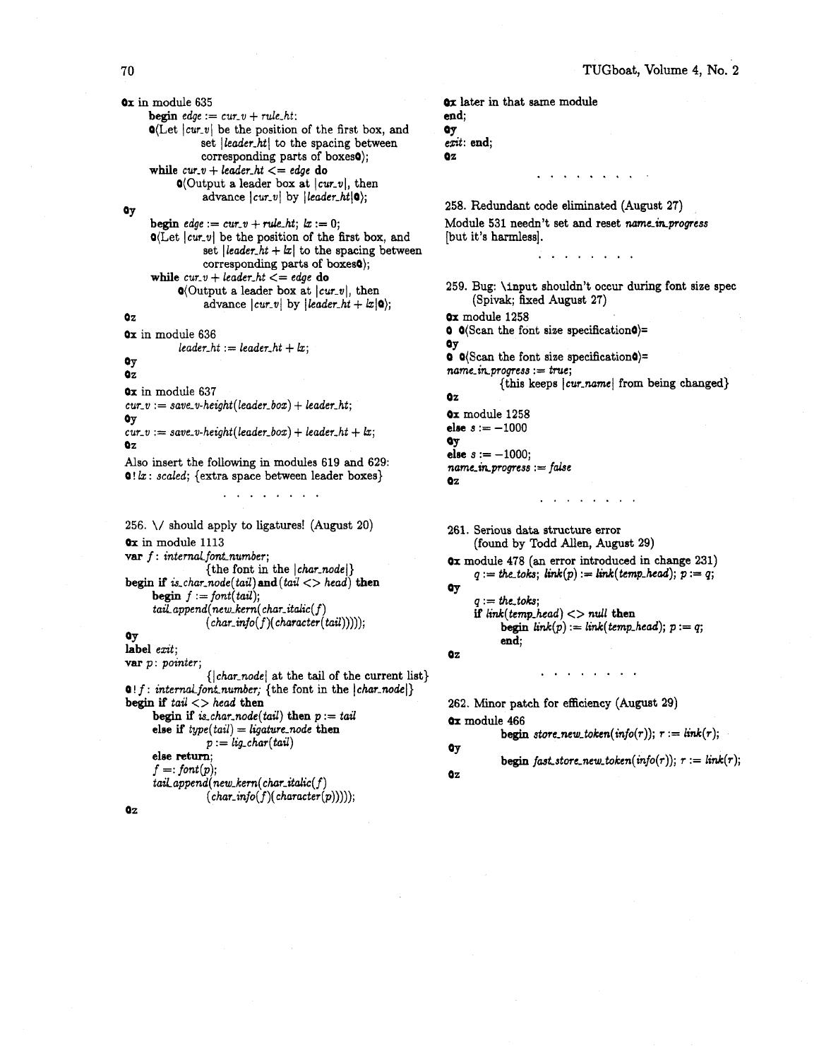@x in module 635

```
     begin edge := cur_v + rule_ht;
     @<Let |cur_v| be the position of the first box, and
               set |leader_ht| to the spacing between
               corresponding parts of boxes@>;
     while cur_v + leader_ht <= edge do
          @<Output a leader box at |cur_v|, then
               advance |cur_v| by |leader_ht|@>;
@y
     begin edge := cur_v + rule_ht; lx := 0;
     @<Let |cur_v| be the position of the first box, and
               set |leader_ht + lx| to the spacing between
               corresponding parts of boxes@>;
     while cur_v + leader_ht <= edge do
          @<Output a leader box at |cur_v|, then
               advance |cur_v| by |leader_ht + lx|@>;
@z
```

@x in module 636

```
          leader_ht := leader_ht + lx;
@y
@z
```

@x in module 637

```
cur_v := save_v-height(leader_box) + leader_ht;
@y
cur_v := save_v-height(leader_box) + leader_ht + lx;
@z
```

Also insert the following in modules 619 and 629:

```
@!lx: scaled; {extra space between leader boxes}
```

. . . . . . . . .

256. \/ should apply to ligatures! (August 20)

@x in module 1113

```
var f: internal_font_number;
          {the font in the |char_node|}
begin if is_char_node(tail) and (tail <> head) then
     begin f := font(tail);
     tail_append(new_kern(char_italic(f)
          (char_info(f)(character(tail)))));
@y
label exit;
var p: pointer;
          {|char_node| at the tail of the current list}
@!f: internal_font_number; {the font in the |char_node|}
begin if tail <> head then
     begin if is_char_node(tail) then p := tail
     else if type(tail) = ligature_node then
          p := lig_char(tail)
     else return;
     f =: font(p);
     tail_append(new_kern(char_italic(f)
          (char_info(f)(character(p)))));
@z
```

@x later in that same module

```
end;
@y
exit: end;
@z
```

. . . . . . . . .

258. Redundant code eliminated (August 27)

Module 531 needn't set and reset *name_in_progress* [but it's harmless].

. . . . . . . . .

259. Bug: \input shouldn't occur during font size spec (Spivak; fixed August 27)

@x module 1258

```
@ @<Scan the font size specification@>=
@y
@ @<Scan the font size specification@>=
name_in_progress := true;
          {this keeps |cur_name| from being changed}
@z
```

@x module 1258

```
else s := -1000
@y
else s := -1000;
name_in_progress := false
@z
```

. . . . . . . . .

261. Serious data structure error (found by Todd Allen, August 29)

@x module 478 (an error introduced in change 231)

```
     q := the_toks; link(p) := link(temp_head); p := q;
@y
     q := the_toks;
     if link(temp_head) <> null then
          begin link(p) := link(temp_head); p := q;
          end;
@z
```

. . . . . . . . .

262. Minor patch for efficiency (August 29)

@x module 466

```
          begin store_new_token(info(r)); r := link(r);
@y
          begin fast_store_new_token(info(r)); r := link(r);
@z
```